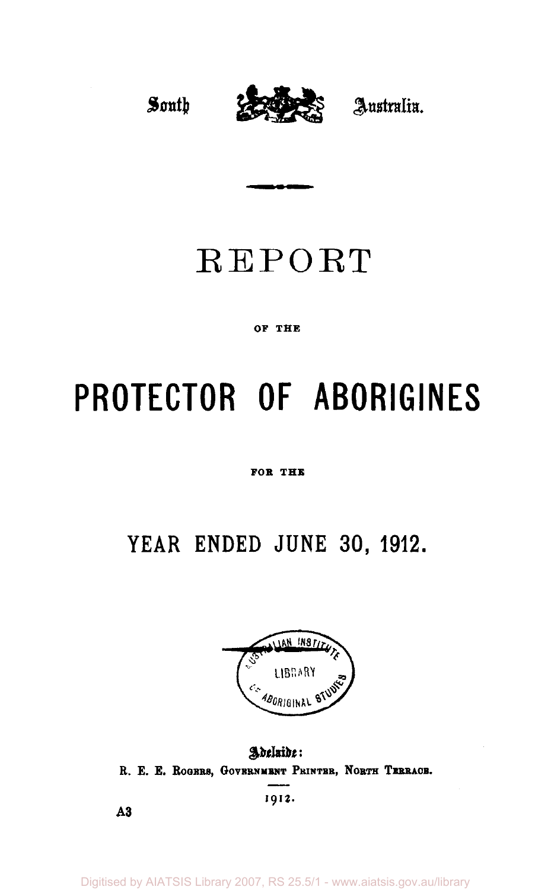South Australia.

# REPORT

OF THE

# PROTECTOR OF ABORIGINES

FOR THE

## YEAR ENDED JUNE 30, 1912.

Adelaide:
R. E. E. Rogers, Government Printer, North Terrace.

1912.

A3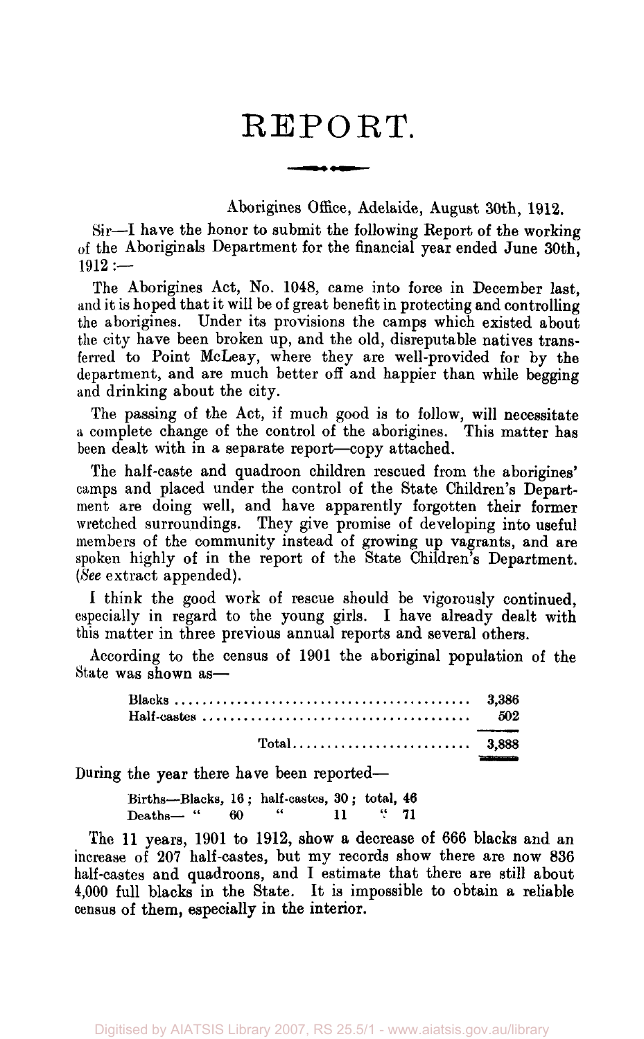# REPORT.

Aborigines Office, Adelaide, August 30th, 1912.

Sir—I have the honor to submit the following Report of the working of the Aboriginals Department for the financial year ended June 30th, 1912:—

The Aborigines Act, No. 1048, came into force in December last, and it is hoped that it will be of great benefit in protecting and controlling the aborigines. Under its provisions the camps which existed about the city have been broken up, and the old, disreputable natives transferred to Point McLeay, where they are well-provided for by the department, and are much better off and happier than while begging and drinking about the city.

The passing of the Act, if much good is to follow, will necessitate a complete change of the control of the aborigines. This matter has been dealt with in a separate report—copy attached.

The half-caste and quadroon children rescued from the aborigines' camps and placed under the control of the State Children's Department are doing well, and have apparently forgotten their former wretched surroundings. They give promise of developing into useful members of the community instead of growing up vagrants, and are spoken highly of in the report of the State Children's Department. (*See* extract appended).

I think the good work of rescue should be vigorously continued, especially in regard to the young girls. I have already dealt with this matter in three previous annual reports and several others.

According to the census of 1901 the aboriginal population of the State was shown as—

| | |
|---|---|
| Blacks | 3,386 |
| Half-castes | 502 |
| Total | 3,888 |

During the year there have been reported—

Births—Blacks, 16; half-castes, 30; total, 46
Deaths— " 60 " 11 " 71

The 11 years, 1901 to 1912, show a decrease of 666 blacks and an increase of 207 half-castes, but my records show there are now 836 half-castes and quadroons, and I estimate that there are still about 4,000 full blacks in the State. It is impossible to obtain a reliable census of them, especially in the interior.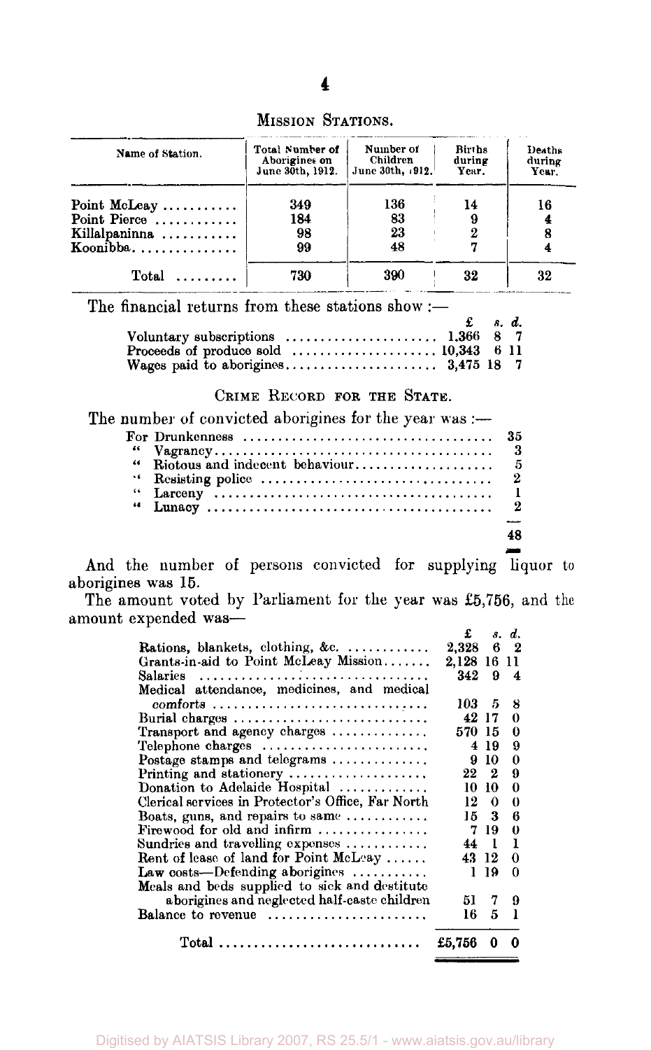## Mission Stations.

| Name of Station. | Total Number of Aborigines on June 30th, 1912. | Number of Children June 30th, 1912. | Births during Year. | Deaths during Year. |
|---|---|---|---|---|
| Point McLeay | 349 | 136 | 14 | 16 |
| Point Pierce | 184 | 83 | 9 | 4 |
| Killalpaninna | 98 | 23 | 2 | 8 |
| Koonibba | 99 | 48 | 7 | 4 |
| Total | 730 | 390 | 32 | 32 |

The financial returns from these stations show :—

| | £ | s. | d. |
|---|---|---|---|
| Voluntary subscriptions | 1,366 | 8 | 7 |
| Proceeds of produce sold | 10,343 | 6 | 11 |
| Wages paid to aborigines | 3,475 | 18 | 7 |

## Crime Record for the State.

The number of convicted aborigines for the year was :—

| | |
|---|---|
| For Drunkenness | 35 |
| " Vagrancy | 3 |
| " Riotous and indecent behaviour | 5 |
| " Resisting police | 2 |
| " Larceny | 1 |
| " Lunacy | 2 |
| | 48 |

And the number of persons convicted for supplying liquor to aborigines was 15.

The amount voted by Parliament for the year was £5,756, and the amount expended was—

| | £ | s. | d. |
|---|---|---|---|
| Rations, blankets, clothing, &c. | 2,328 | 6 | 2 |
| Grants-in-aid to Point McLeay Mission | 2,128 | 16 | 11 |
| Salaries | 342 | 9 | 4 |
| Medical attendance, medicines, and medical comforts | 103 | 5 | 8 |
| Burial charges | 42 | 17 | 0 |
| Transport and agency charges | 570 | 15 | 0 |
| Telephone charges | 4 | 19 | 9 |
| Postage stamps and telegrams | 9 | 10 | 0 |
| Printing and stationery | 22 | 2 | 9 |
| Donation to Adelaide Hospital | 10 | 10 | 0 |
| Clerical services in Protector's Office, Far North | 12 | 0 | 0 |
| Boats, guns, and repairs to same | 15 | 3 | 6 |
| Firewood for old and infirm | 7 | 19 | 0 |
| Sundries and travelling expenses | 44 | 1 | 1 |
| Rent of lease of land for Point McLeay | 43 | 12 | 0 |
| Law costs—Defending aborigines | 1 | 19 | 0 |
| Meals and beds supplied to sick and destitute aborigines and neglected half-caste children | 51 | 7 | 9 |
| Balance to revenue | 16 | 5 | 1 |
| Total | £5,756 | 0 | 0 |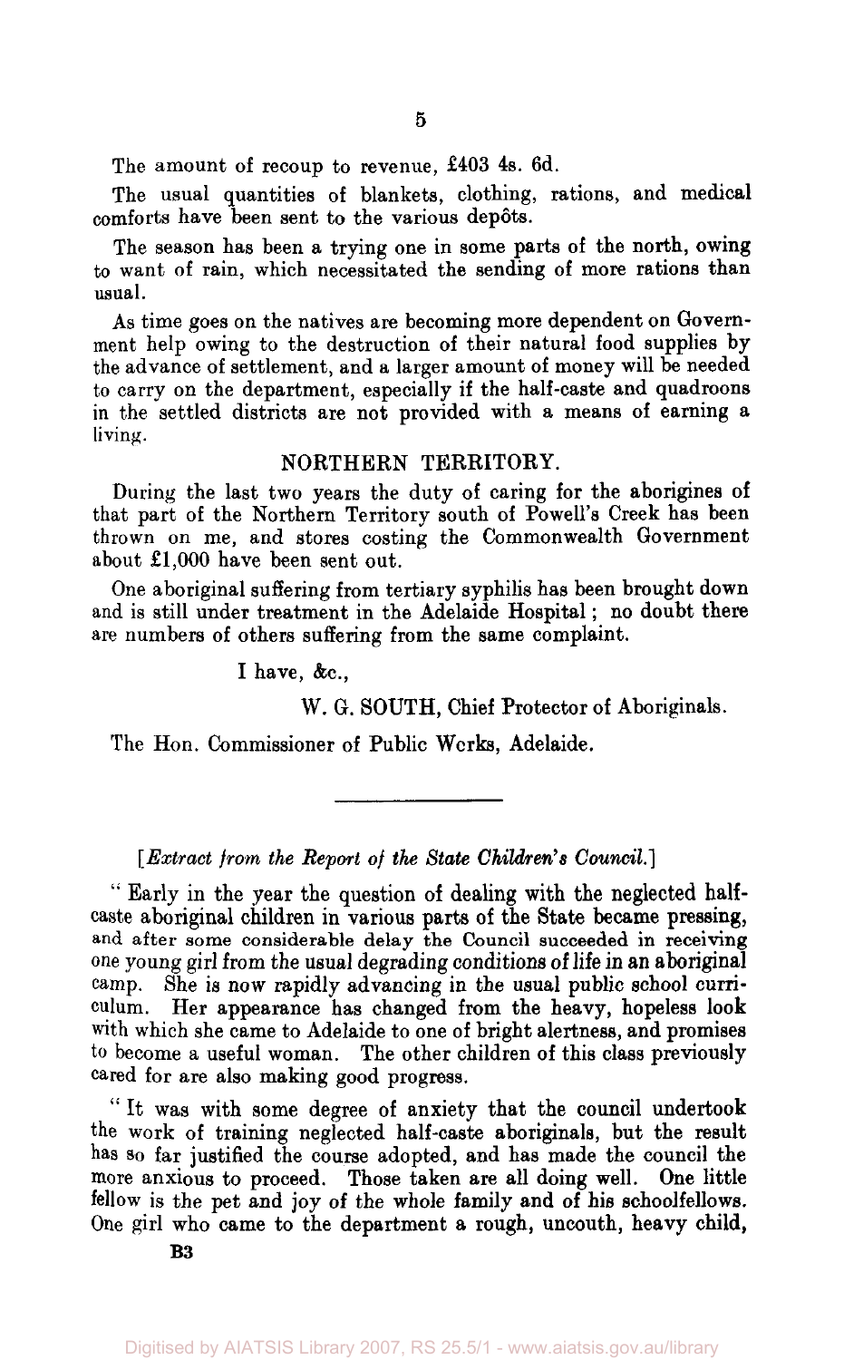The amount of recoup to revenue, £403 4s. 6d.

The usual quantities of blankets, clothing, rations, and medical comforts have been sent to the various depôts.

The season has been a trying one in some parts of the north, owing to want of rain, which necessitated the sending of more rations than usual.

As time goes on the natives are becoming more dependent on Government help owing to the destruction of their natural food supplies by the advance of settlement, and a larger amount of money will be needed to carry on the department, especially if the half-caste and quadroons in the settled districts are not provided with a means of earning a living.

## NORTHERN TERRITORY.

During the last two years the duty of caring for the aborigines of that part of the Northern Territory south of Powell's Creek has been thrown on me, and stores costing the Commonwealth Government about £1,000 have been sent out.

One aboriginal suffering from tertiary syphilis has been brought down and is still under treatment in the Adelaide Hospital; no doubt there are numbers of others suffering from the same complaint.

I have, &c.,

W. G. SOUTH, Chief Protector of Aboriginals.

The Hon. Commissioner of Public Works, Adelaide.

---

[*Extract from the Report of the State Children's Council.*]

" Early in the year the question of dealing with the neglected half-caste aboriginal children in various parts of the State became pressing, and after some considerable delay the Council succeeded in receiving one young girl from the usual degrading conditions of life in an aboriginal camp. She is now rapidly advancing in the usual public school curriculum. Her appearance has changed from the heavy, hopeless look with which she came to Adelaide to one of bright alertness, and promises to become a useful woman. The other children of this class previously cared for are also making good progress.

" It was with some degree of anxiety that the council undertook the work of training neglected half-caste aboriginals, but the result has so far justified the course adopted, and has made the council the more anxious to proceed. Those taken are all doing well. One little fellow is the pet and joy of the whole family and of his schoolfellows. One girl who came to the department a rough, uncouth, heavy child,

B3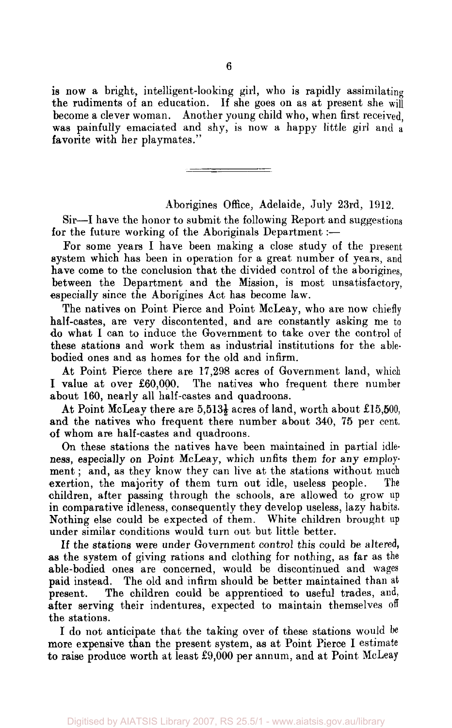is now a bright, intelligent-looking girl, who is rapidly assimilating the rudiments of an education. If she goes on as at present she will become a clever woman. Another young child who, when first received, was painfully emaciated and shy, is now a happy little girl and a favorite with her playmates."

---

Aborigines Office, Adelaide, July 23rd, 1912.

Sir—I have the honor to submit the following Report and suggestions for the future working of the Aboriginals Department :—

For some years I have been making a close study of the present system which has been in operation for a great number of years, and have come to the conclusion that the divided control of the aborigines, between the Department and the Mission, is most unsatisfactory, especially since the Aborigines Act has become law.

The natives on Point Pierce and Point McLeay, who are now chiefly half-castes, are very discontented, and are constantly asking me to do what I can to induce the Government to take over the control of these stations and work them as industrial institutions for the able-bodied ones and as homes for the old and infirm.

At Point Pierce there are 17,298 acres of Government land, which I value at over £60,000. The natives who frequent there number about 160, nearly all half-castes and quadroons.

At Point McLeay there are 5,513½ acres of land, worth about £15,500, and the natives who frequent there number about 340, 75 per cent. of whom are half-castes and quadroons.

On these stations the natives have been maintained in partial idleness, especially on Point McLeay, which unfits them for any employment; and, as they know they can live at the stations without much exertion, the majority of them turn out idle, useless people. The children, after passing through the schools, are allowed to grow up in comparative idleness, consequently they develop useless, lazy habits. Nothing else could be expected of them. White children brought up under similar conditions would turn out but little better.

If the stations were under Government control this could be altered, as the system of giving rations and clothing for nothing, as far as the able-bodied ones are concerned, would be discontinued and wages paid instead. The old and infirm should be better maintained than at present. The children could be apprenticed to useful trades, and, after serving their indentures, expected to maintain themselves off the stations.

I do not anticipate that the taking over of these stations would be more expensive than the present system, as at Point Pierce I estimate to raise produce worth at least £9,000 per annum, and at Point McLeay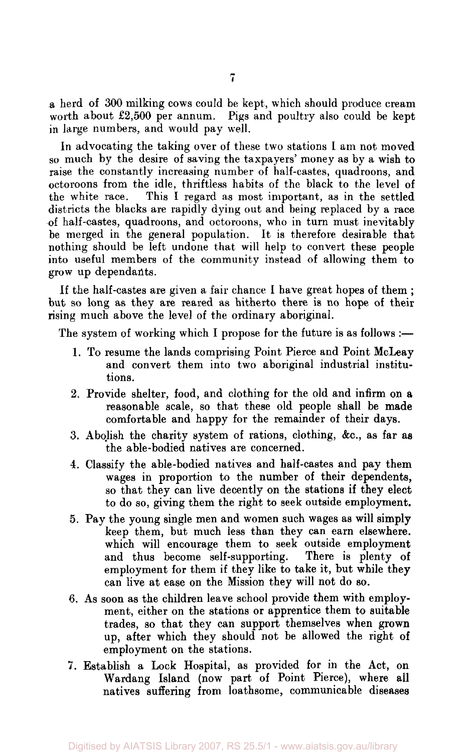a herd of 300 milking cows could be kept, which should produce cream worth about £2,500 per annum. Pigs and poultry also could be kept in large numbers, and would pay well.

In advocating the taking over of these two stations I am not moved so much by the desire of saving the taxpayers' money as by a wish to raise the constantly increasing number of half-castes, quadroons, and octoroons from the idle, thriftless habits of the black to the level of the white race. This I regard as most important, as in the settled districts the blacks are rapidly dying out and being replaced by a race of half-castes, quadroons, and octoroons, who in turn must inevitably be merged in the general population. It is therefore desirable that nothing should be left undone that will help to convert these people into useful members of the community instead of allowing them to grow up dependants.

If the half-castes are given a fair chance I have great hopes of them; but so long as they are reared as hitherto there is no hope of their rising much above the level of the ordinary aboriginal.

The system of working which I propose for the future is as follows:—

1. To resume the lands comprising Point Pierce and Point McLeay and convert them into two aboriginal industrial institutions.
2. Provide shelter, food, and clothing for the old and infirm on a reasonable scale, so that these old people shall be made comfortable and happy for the remainder of their days.
3. Abolish the charity system of rations, clothing, &c., as far as the able-bodied natives are concerned.
4. Classify the able-bodied natives and half-castes and pay them wages in proportion to the number of their dependents, so that they can live decently on the stations if they elect to do so, giving them the right to seek outside employment.
5. Pay the young single men and women such wages as will simply keep them, but much less than they can earn elsewhere. which will encourage them to seek outside employment and thus become self-supporting. There is plenty of employment for them if they like to take it, but while they can live at ease on the Mission they will not do so.
6. As soon as the children leave school provide them with employment, either on the stations or apprentice them to suitable trades, so that they can support themselves when grown up, after which they should not be allowed the right of employment on the stations.
7. Establish a Lock Hospital, as provided for in the Act, on Wardang Island (now part of Point Pierce), where all natives suffering from loathsome, communicable diseases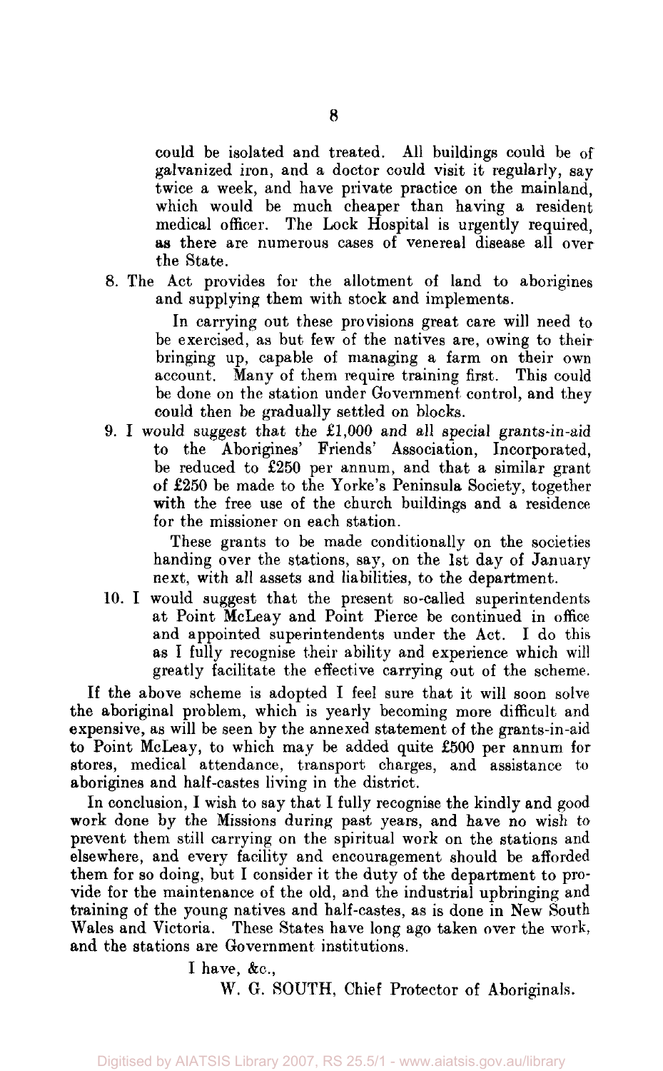could be isolated and treated. All buildings could be of galvanized iron, and a doctor could visit it regularly, say twice a week, and have private practice on the mainland, which would be much cheaper than having a resident medical officer. The Lock Hospital is urgently required, as there are numerous cases of venereal disease all over the State.

8. The Act provides for the allotment of land to aborigines and supplying them with stock and implements.

   In carrying out these provisions great care will need to be exercised, as but few of the natives are, owing to their bringing up, capable of managing a farm on their own account. Many of them require training first. This could be done on the station under Government control, and they could then be gradually settled on blocks.

9. I would suggest that the £1,000 and all special grants-in-aid to the Aborigines' Friends' Association, Incorporated, be reduced to £250 per annum, and that a similar grant of £250 be made to the Yorke's Peninsula Society, together with the free use of the church buildings and a residence for the missioner on each station.

   These grants to be made conditionally on the societies handing over the stations, say, on the 1st day of January next, with all assets and liabilities, to the department.

10. I would suggest that the present so-called superintendents at Point McLeay and Point Pierce be continued in office and appointed superintendents under the Act. I do this as I fully recognise their ability and experience which will greatly facilitate the effective carrying out of the scheme.

If the above scheme is adopted I feel sure that it will soon solve the aboriginal problem, which is yearly becoming more difficult and expensive, as will be seen by the annexed statement of the grants-in-aid to Point McLeay, to which may be added quite £500 per annum for stores, medical attendance, transport charges, and assistance to aborigines and half-castes living in the district.

In conclusion, I wish to say that I fully recognise the kindly and good work done by the Missions during past years, and have no wish to prevent them still carrying on the spiritual work on the stations and elsewhere, and every facility and encouragement should be afforded them for so doing, but I consider it the duty of the department to provide for the maintenance of the old, and the industrial upbringing and training of the young natives and half-castes, as is done in New South Wales and Victoria. These States have long ago taken over the work, and the stations are Government institutions.

I have, &c.,

W. G. SOUTH, Chief Protector of Aboriginals.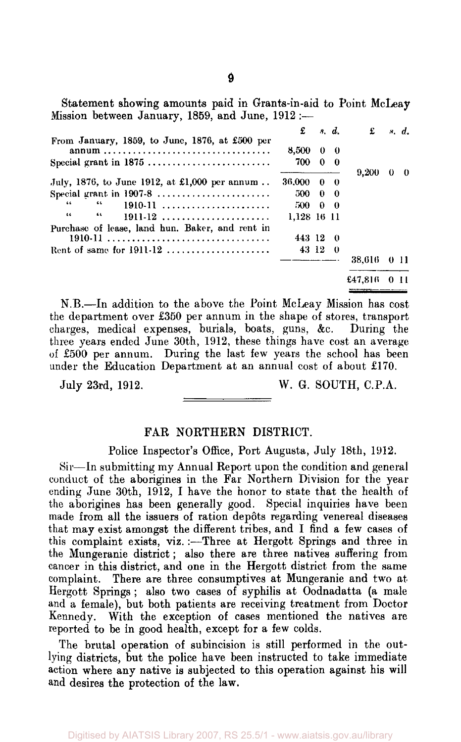Statement showing amounts paid in Grants-in-aid to Point McLeay Mission between January, 1859, and June, 1912 :—

| | £ s. d. | £ s. d. |
|---|---|---|
| From January, 1859, to June, 1876, at £500 per annum | 8,500 0 0 | |
| Special grant in 1875 | 700 0 0 | |
| | | 9,200 0 0 |
| July, 1876, to June 1912, at £1,000 per annum | 36,000 0 0 | |
| Special grant in 1907-8 | 500 0 0 | |
| " " 1910-11 | 500 0 0 | |
| " " 1911-12 | 1,128 16 11 | |
| Purchase of lease, land hun. Baker, and rent in 1910-11 | 443 12 0 | |
| Rent of same for 1911-12 | 43 12 0 | |
| | | 38,616 0 11 |
| | | £47,816 0 11 |

N.B.—In addition to the above the Point McLeay Mission has cost the department over £350 per annum in the shape of stores, transport charges, medical expenses, burials, boats, guns, &c. During the three years ended June 30th, 1912, these things have cost an average of £500 per annum. During the last few years the school has been under the Education Department at an annual cost of about £170.

July 23rd, 1912. W. G. SOUTH, C.P.A.

## FAR NORTHERN DISTRICT.

Police Inspector's Office, Port Augusta, July 18th, 1912.

Sir—In submitting my Annual Report upon the condition and general conduct of the aborigines in the Far Northern Division for the year ending June 30th, 1912, I have the honor to state that the health of the aborigines has been generally good. Special inquiries have been made from all the issuers of ration depôts regarding venereal diseases that may exist amongst the different tribes, and I find a few cases of this complaint exists, viz. :—Three at Hergott Springs and three in the Mungeranie district; also there are three natives suffering from cancer in this district, and one in the Hergott district from the same complaint. There are three consumptives at Mungeranie and two at Hergott Springs; also two cases of syphilis at Oodnadatta (a male and a female), but both patients are receiving treatment from Doctor Kennedy. With the exception of cases mentioned the natives are reported to be in good health, except for a few colds.

The brutal operation of subincision is still performed in the outlying districts, but the police have been instructed to take immediate action where any native is subjected to this operation against his will and desires the protection of the law.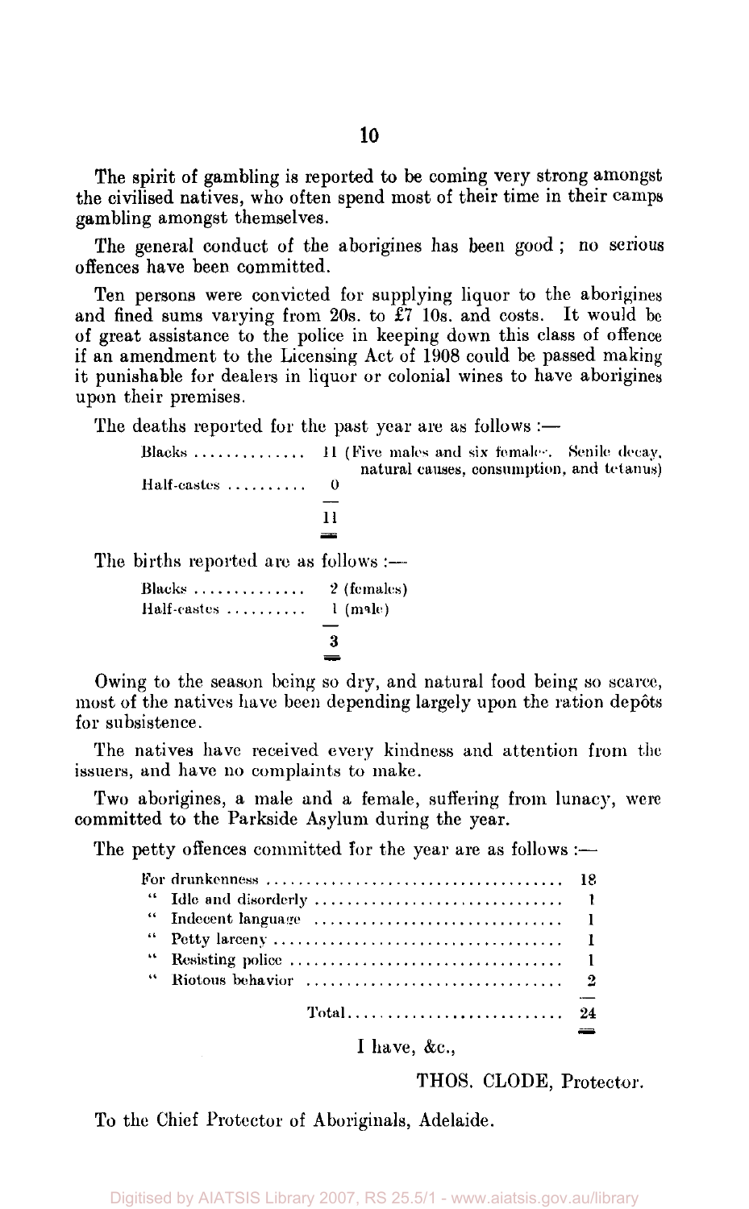The spirit of gambling is reported to be coming very strong amongst the civilised natives, who often spend most of their time in their camps gambling amongst themselves.

The general conduct of the aborigines has been good; no serious offences have been committed.

Ten persons were convicted for supplying liquor to the aborigines and fined sums varying from 20s. to £7 10s. and costs. It would be of great assistance to the police in keeping down this class of offence if an amendment to the Licensing Act of 1908 could be passed making it punishable for dealers in liquor or colonial wines to have aborigines upon their premises.

The deaths reported for the past year are as follows :—

| | | |
|---|---|---|
| Blacks | 11 | (Five males and six females. Senile decay, natural causes, consumption, and tetanus) |
| Half-castes | 0 | |
| | 11 | |

The births reported are as follows :—

| | | |
|---|---|---|
| Blacks | 2 | (females) |
| Half-castes | 1 | (male) |
| | 3 | |

Owing to the season being so dry, and natural food being so scarce, most of the natives have been depending largely upon the ration depôts for subsistence.

The natives have received every kindness and attention from the issuers, and have no complaints to make.

Two aborigines, a male and a female, suffering from lunacy, were committed to the Parkside Asylum during the year.

The petty offences committed for the year are as follows :—

| | |
|---|---|
| For drunkenness | 18 |
| " Idle and disorderly | 1 |
| " Indecent language | 1 |
| " Petty larceny | 1 |
| " Resisting police | 1 |
| " Riotous behavior | 2 |
| Total | 24 |

I have, &c.,

THOS. CLODE, Protector.

To the Chief Protector of Aboriginals, Adelaide.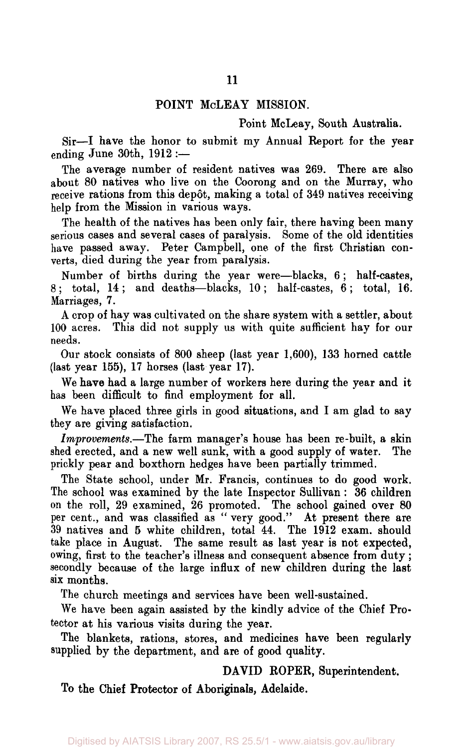## POINT McLEAY MISSION.

Point McLeay, South Australia.

Sir—I have the honor to submit my Annual Report for the year ending June 30th, 1912 :—

The average number of resident natives was 269. There are also about 80 natives who live on the Coorong and on the Murray, who receive rations from this depôt, making a total of 349 natives receiving help from the Mission in various ways.

The health of the natives has been only fair, there having been many serious cases and several cases of paralysis. Some of the old identities have passed away. Peter Campbell, one of the first Christian converts, died during the year from paralysis.

Number of births during the year were—blacks, 6; half-castes, 8; total, 14; and deaths—blacks, 10; half-castes, 6; total, 16. Marriages, 7.

A crop of hay was cultivated on the share system with a settler, about 100 acres. This did not supply us with quite sufficient hay for our needs.

Our stock consists of 800 sheep (last year 1,600), 133 horned cattle (last year 155), 17 horses (last year 17).

We have had a large number of workers here during the year and it has been difficult to find employment for all.

We have placed three girls in good situations, and I am glad to say they are giving satisfaction.

*Improvements.*—The farm manager's house has been re-built, a skin shed erected, and a new well sunk, with a good supply of water. The prickly pear and boxthorn hedges have been partially trimmed.

The State school, under Mr. Francis, continues to do good work. The school was examined by the late Inspector Sullivan: 36 children on the roll, 29 examined, 26 promoted. The school gained over 80 per cent., and was classified as "very good." At present there are 39 natives and 5 white children, total 44. The 1912 exam. should take place in August. The same result as last year is not expected, owing, first to the teacher's illness and consequent absence from duty; secondly because of the large influx of new children during the last six months.

The church meetings and services have been well-sustained.

We have been again assisted by the kindly advice of the Chief Protector at his various visits during the year.

The blankets, rations, stores, and medicines have been regularly supplied by the department, and are of good quality.

DAVID ROPER, Superintendent.

To the Chief Protector of Aboriginals, Adelaide.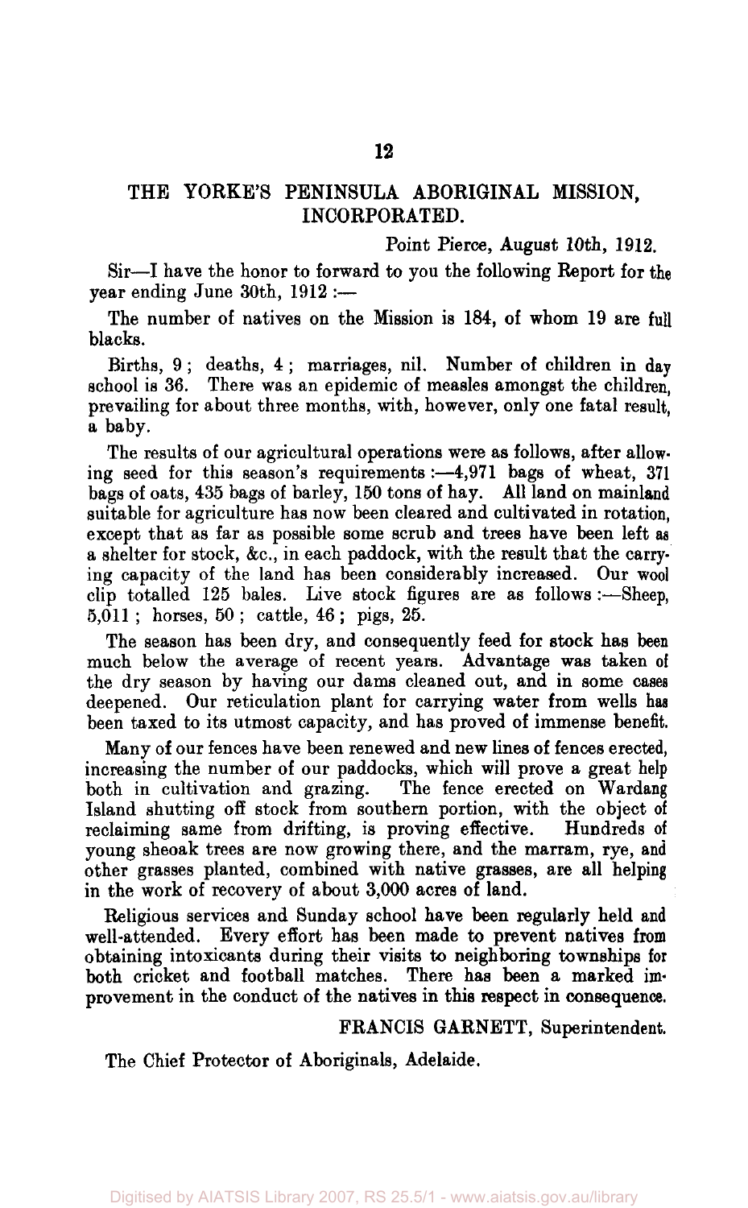## THE YORKE'S PENINSULA ABORIGINAL MISSION, INCORPORATED.

Point Pierce, August 10th, 1912.

Sir—I have the honor to forward to you the following Report for the year ending June 30th, 1912 :—

The number of natives on the Mission is 184, of whom 19 are full blacks.

Births, 9 ; deaths, 4 ; marriages, nil. Number of children in day school is 36. There was an epidemic of measles amongst the children, prevailing for about three months, with, however, only one fatal result, a baby.

The results of our agricultural operations were as follows, after allowing seed for this season's requirements :—4,971 bags of wheat, 371 bags of oats, 435 bags of barley, 150 tons of hay. All land on mainland suitable for agriculture has now been cleared and cultivated in rotation, except that as far as possible some scrub and trees have been left as a shelter for stock, &c., in each paddock, with the result that the carrying capacity of the land has been considerably increased. Our wool clip totalled 125 bales. Live stock figures are as follows :—Sheep, 5,011 ; horses, 50 ; cattle, 46 ; pigs, 25.

The season has been dry, and consequently feed for stock has been much below the average of recent years. Advantage was taken of the dry season by having our dams cleaned out, and in some cases deepened. Our reticulation plant for carrying water from wells has been taxed to its utmost capacity, and has proved of immense benefit.

Many of our fences have been renewed and new lines of fences erected, increasing the number of our paddocks, which will prove a great help both in cultivation and grazing. The fence erected on Wardang Island shutting off stock from southern portion, with the object of reclaiming same from drifting, is proving effective. Hundreds of young sheoak trees are now growing there, and the marram, rye, and other grasses planted, combined with native grasses, are all helping in the work of recovery of about 3,000 acres of land.

Religious services and Sunday school have been regularly held and well-attended. Every effort has been made to prevent natives from obtaining intoxicants during their visits to neighboring townships for both cricket and football matches. There has been a marked improvement in the conduct of the natives in this respect in consequence.

FRANCIS GARNETT, Superintendent.

The Chief Protector of Aboriginals, Adelaide.